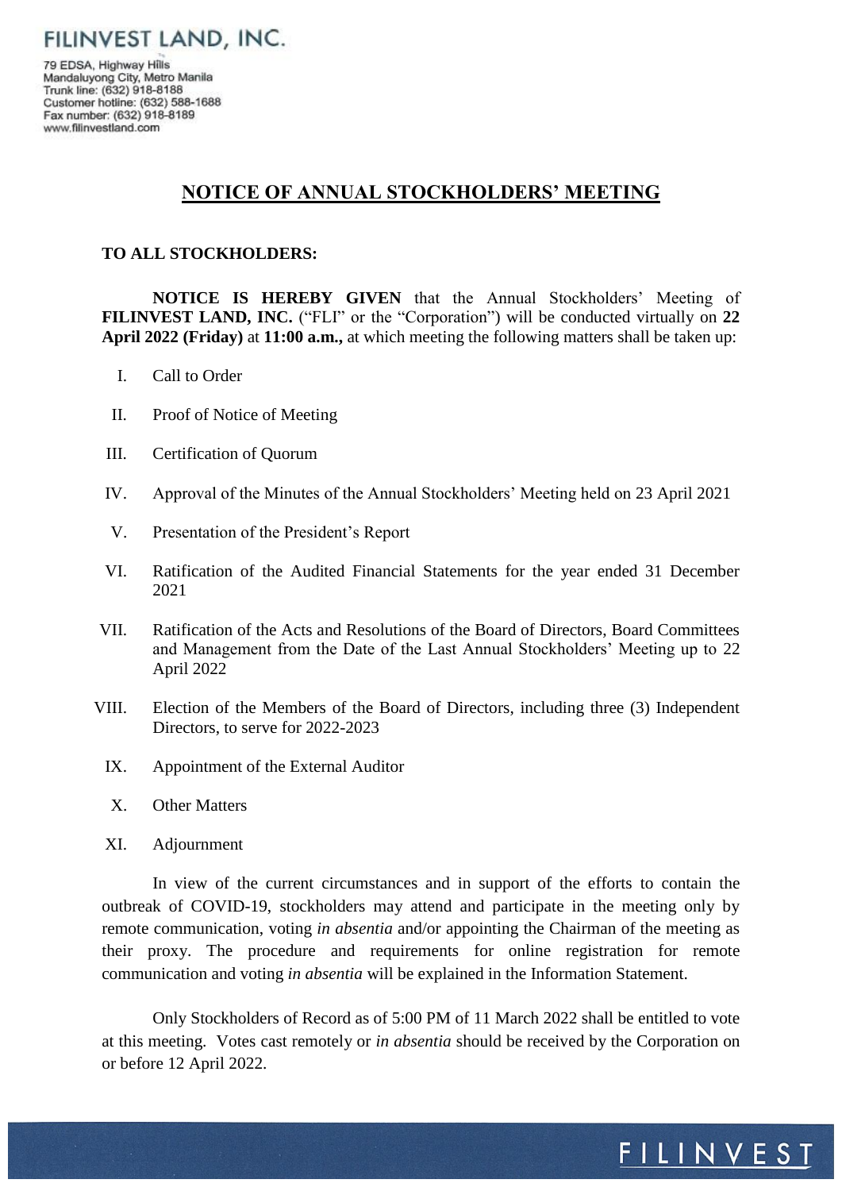FILINVEST LAND, INC.

79 EDSA, Highway Hills
Mandaluyong City, Metro Manila
Trunk line: (632) 918-8188
Customer hotline: (632) 588-1688
Fax number: (632) 918-8189
www.filinvestland.com

# NOTICE OF ANNUAL STOCKHOLDERS' MEETING

**TO ALL STOCKHOLDERS:**

**NOTICE IS HEREBY GIVEN** that the Annual Stockholders' Meeting of **FILINVEST LAND, INC.** ("FLI" or the "Corporation") will be conducted virtually on **22 April 2022 (Friday)** at **11:00 a.m.,** at which meeting the following matters shall be taken up:

I. Call to Order

II. Proof of Notice of Meeting

III. Certification of Quorum

IV. Approval of the Minutes of the Annual Stockholders' Meeting held on 23 April 2021

V. Presentation of the President's Report

VI. Ratification of the Audited Financial Statements for the year ended 31 December 2021

VII. Ratification of the Acts and Resolutions of the Board of Directors, Board Committees and Management from the Date of the Last Annual Stockholders' Meeting up to 22 April 2022

VIII. Election of the Members of the Board of Directors, including three (3) Independent Directors, to serve for 2022-2023

IX. Appointment of the External Auditor

X. Other Matters

XI. Adjournment

In view of the current circumstances and in support of the efforts to contain the outbreak of COVID-19, stockholders may attend and participate in the meeting only by remote communication, voting *in absentia* and/or appointing the Chairman of the meeting as their proxy. The procedure and requirements for online registration for remote communication and voting *in absentia* will be explained in the Information Statement.

Only Stockholders of Record as of 5:00 PM of 11 March 2022 shall be entitled to vote at this meeting. Votes cast remotely or *in absentia* should be received by the Corporation on or before 12 April 2022.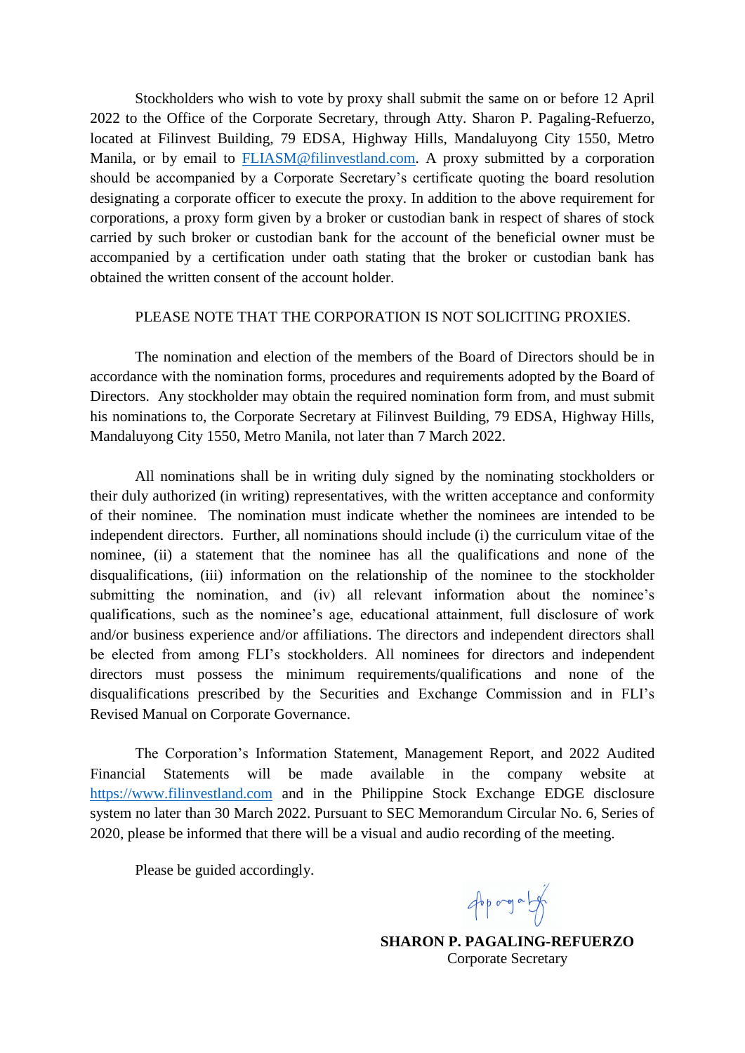Stockholders who wish to vote by proxy shall submit the same on or before 12 April 2022 to the Office of the Corporate Secretary, through Atty. Sharon P. Pagaling-Refuerzo, located at Filinvest Building, 79 EDSA, Highway Hills, Mandaluyong City 1550, Metro Manila, or by email to FLIASM@filinvestland.com. A proxy submitted by a corporation should be accompanied by a Corporate Secretary's certificate quoting the board resolution designating a corporate officer to execute the proxy. In addition to the above requirement for corporations, a proxy form given by a broker or custodian bank in respect of shares of stock carried by such broker or custodian bank for the account of the beneficial owner must be accompanied by a certification under oath stating that the broker or custodian bank has obtained the written consent of the account holder.

PLEASE NOTE THAT THE CORPORATION IS NOT SOLICITING PROXIES.

The nomination and election of the members of the Board of Directors should be in accordance with the nomination forms, procedures and requirements adopted by the Board of Directors. Any stockholder may obtain the required nomination form from, and must submit his nominations to, the Corporate Secretary at Filinvest Building, 79 EDSA, Highway Hills, Mandaluyong City 1550, Metro Manila, not later than 7 March 2022.

All nominations shall be in writing duly signed by the nominating stockholders or their duly authorized (in writing) representatives, with the written acceptance and conformity of their nominee. The nomination must indicate whether the nominees are intended to be independent directors. Further, all nominations should include (i) the curriculum vitae of the nominee, (ii) a statement that the nominee has all the qualifications and none of the disqualifications, (iii) information on the relationship of the nominee to the stockholder submitting the nomination, and (iv) all relevant information about the nominee's qualifications, such as the nominee's age, educational attainment, full disclosure of work and/or business experience and/or affiliations. The directors and independent directors shall be elected from among FLI's stockholders. All nominees for directors and independent directors must possess the minimum requirements/qualifications and none of the disqualifications prescribed by the Securities and Exchange Commission and in FLI's Revised Manual on Corporate Governance.

The Corporation's Information Statement, Management Report, and 2022 Audited Financial Statements will be made available in the company website at https://www.filinvestland.com and in the Philippine Stock Exchange EDGE disclosure system no later than 30 March 2022. Pursuant to SEC Memorandum Circular No. 6, Series of 2020, please be informed that there will be a visual and audio recording of the meeting.

Please be guided accordingly.

**SHARON P. PAGALING-REFUERZO**
Corporate Secretary